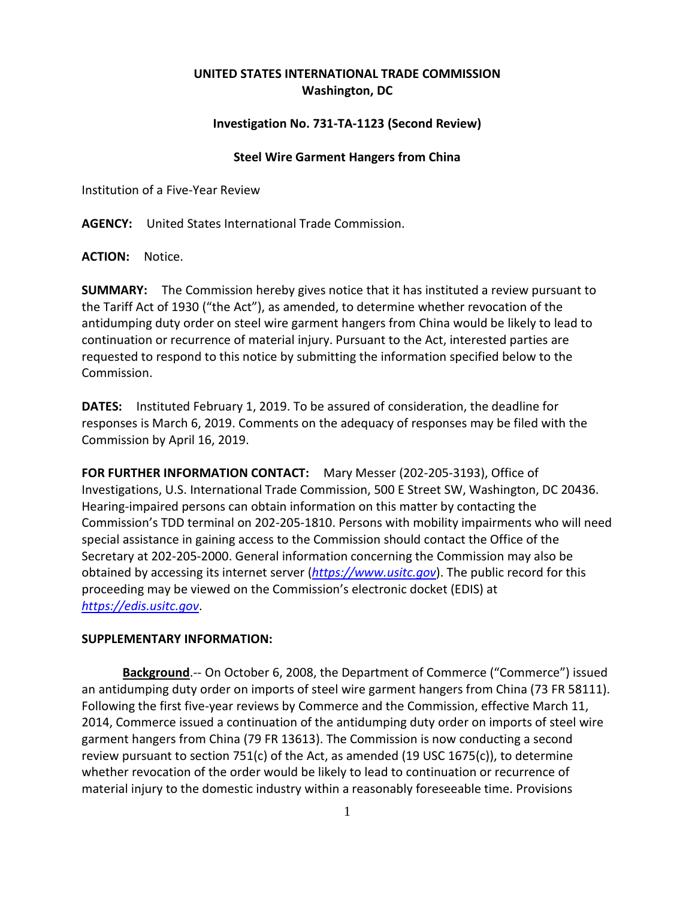**UNITED STATES INTERNATIONAL TRADE COMMISSION**
**Washington, DC**

**Investigation No. 731-TA-1123 (Second Review)**

**Steel Wire Garment Hangers from China**

Institution of a Five-Year Review

**AGENCY:** United States International Trade Commission.

**ACTION:** Notice.

**SUMMARY:** The Commission hereby gives notice that it has instituted a review pursuant to the Tariff Act of 1930 ("the Act"), as amended, to determine whether revocation of the antidumping duty order on steel wire garment hangers from China would be likely to lead to continuation or recurrence of material injury. Pursuant to the Act, interested parties are requested to respond to this notice by submitting the information specified below to the Commission.

**DATES:** Instituted February 1, 2019. To be assured of consideration, the deadline for responses is March 6, 2019. Comments on the adequacy of responses may be filed with the Commission by April 16, 2019.

**FOR FURTHER INFORMATION CONTACT:** Mary Messer (202-205-3193), Office of Investigations, U.S. International Trade Commission, 500 E Street SW, Washington, DC 20436. Hearing-impaired persons can obtain information on this matter by contacting the Commission's TDD terminal on 202-205-1810. Persons with mobility impairments who will need special assistance in gaining access to the Commission should contact the Office of the Secretary at 202-205-2000. General information concerning the Commission may also be obtained by accessing its internet server (*https://www.usitc.gov*). The public record for this proceeding may be viewed on the Commission's electronic docket (EDIS) at *https://edis.usitc.gov*.

**SUPPLEMENTARY INFORMATION:**

**Background**.-- On October 6, 2008, the Department of Commerce ("Commerce") issued an antidumping duty order on imports of steel wire garment hangers from China (73 FR 58111). Following the first five-year reviews by Commerce and the Commission, effective March 11, 2014, Commerce issued a continuation of the antidumping duty order on imports of steel wire garment hangers from China (79 FR 13613). The Commission is now conducting a second review pursuant to section 751(c) of the Act, as amended (19 USC 1675(c)), to determine whether revocation of the order would be likely to lead to continuation or recurrence of material injury to the domestic industry within a reasonably foreseeable time. Provisions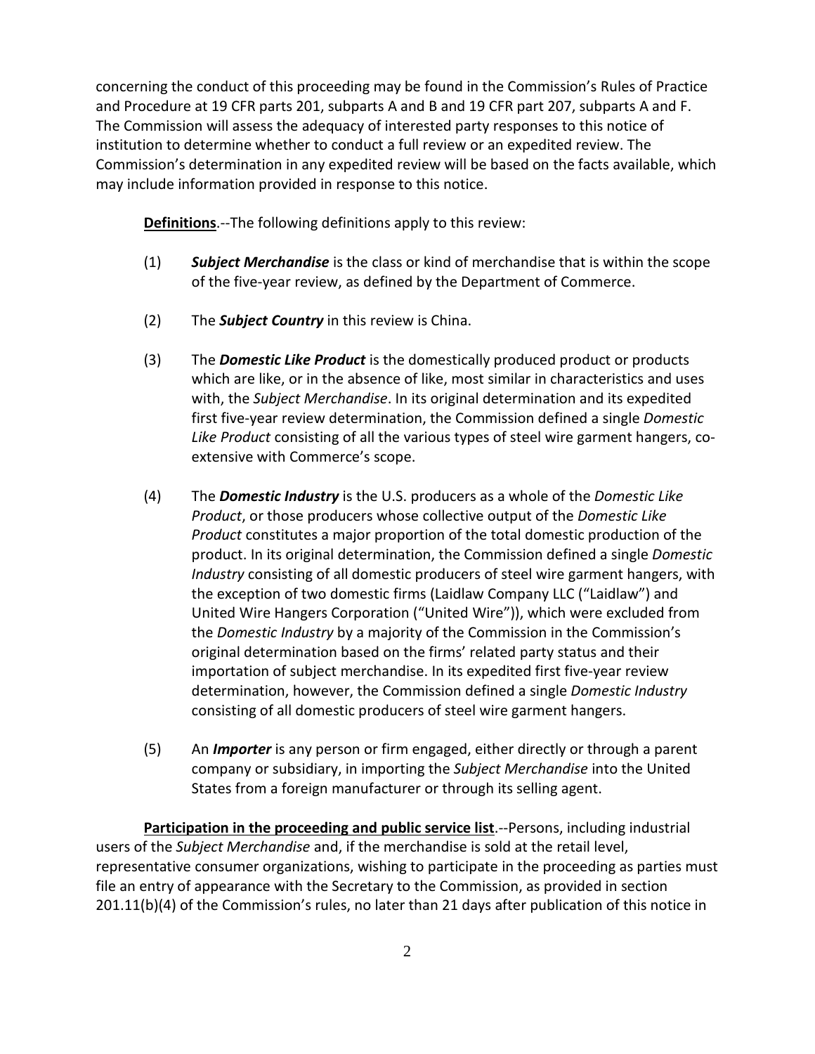concerning the conduct of this proceeding may be found in the Commission's Rules of Practice and Procedure at 19 CFR parts 201, subparts A and B and 19 CFR part 207, subparts A and F. The Commission will assess the adequacy of interested party responses to this notice of institution to determine whether to conduct a full review or an expedited review. The Commission's determination in any expedited review will be based on the facts available, which may include information provided in response to this notice.

**Definitions**.--The following definitions apply to this review:

(1) ***Subject Merchandise*** is the class or kind of merchandise that is within the scope of the five-year review, as defined by the Department of Commerce.

(2) The ***Subject Country*** in this review is China.

(3) The ***Domestic Like Product*** is the domestically produced product or products which are like, or in the absence of like, most similar in characteristics and uses with, the *Subject Merchandise*. In its original determination and its expedited first five-year review determination, the Commission defined a single *Domestic Like Product* consisting of all the various types of steel wire garment hangers, co-extensive with Commerce's scope.

(4) The ***Domestic Industry*** is the U.S. producers as a whole of the *Domestic Like Product*, or those producers whose collective output of the *Domestic Like Product* constitutes a major proportion of the total domestic production of the product. In its original determination, the Commission defined a single *Domestic Industry* consisting of all domestic producers of steel wire garment hangers, with the exception of two domestic firms (Laidlaw Company LLC ("Laidlaw") and United Wire Hangers Corporation ("United Wire")), which were excluded from the *Domestic Industry* by a majority of the Commission in the Commission's original determination based on the firms' related party status and their importation of subject merchandise. In its expedited first five-year review determination, however, the Commission defined a single *Domestic Industry* consisting of all domestic producers of steel wire garment hangers.

(5) An ***Importer*** is any person or firm engaged, either directly or through a parent company or subsidiary, in importing the *Subject Merchandise* into the United States from a foreign manufacturer or through its selling agent.

**Participation in the proceeding and public service list**.--Persons, including industrial users of the *Subject Merchandise* and, if the merchandise is sold at the retail level, representative consumer organizations, wishing to participate in the proceeding as parties must file an entry of appearance with the Secretary to the Commission, as provided in section 201.11(b)(4) of the Commission's rules, no later than 21 days after publication of this notice in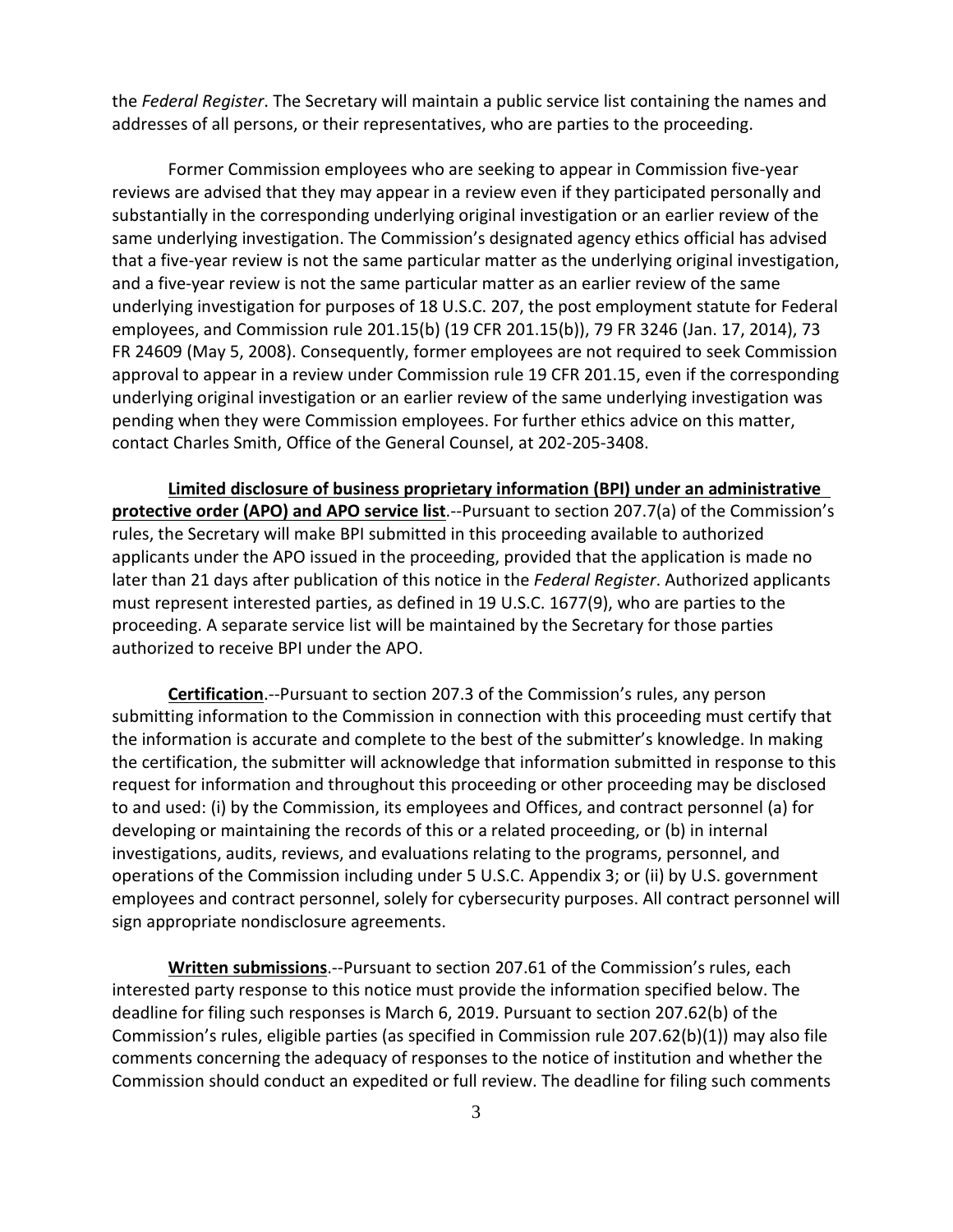the *Federal Register*. The Secretary will maintain a public service list containing the names and addresses of all persons, or their representatives, who are parties to the proceeding.

Former Commission employees who are seeking to appear in Commission five-year reviews are advised that they may appear in a review even if they participated personally and substantially in the corresponding underlying original investigation or an earlier review of the same underlying investigation. The Commission's designated agency ethics official has advised that a five-year review is not the same particular matter as the underlying original investigation, and a five-year review is not the same particular matter as an earlier review of the same underlying investigation for purposes of 18 U.S.C. 207, the post employment statute for Federal employees, and Commission rule 201.15(b) (19 CFR 201.15(b)), 79 FR 3246 (Jan. 17, 2014), 73 FR 24609 (May 5, 2008). Consequently, former employees are not required to seek Commission approval to appear in a review under Commission rule 19 CFR 201.15, even if the corresponding underlying original investigation or an earlier review of the same underlying investigation was pending when they were Commission employees. For further ethics advice on this matter, contact Charles Smith, Office of the General Counsel, at 202-205-3408.

**Limited disclosure of business proprietary information (BPI) under an administrative protective order (APO) and APO service list**.--Pursuant to section 207.7(a) of the Commission's rules, the Secretary will make BPI submitted in this proceeding available to authorized applicants under the APO issued in the proceeding, provided that the application is made no later than 21 days after publication of this notice in the *Federal Register*. Authorized applicants must represent interested parties, as defined in 19 U.S.C. 1677(9), who are parties to the proceeding. A separate service list will be maintained by the Secretary for those parties authorized to receive BPI under the APO.

**Certification**.--Pursuant to section 207.3 of the Commission's rules, any person submitting information to the Commission in connection with this proceeding must certify that the information is accurate and complete to the best of the submitter's knowledge. In making the certification, the submitter will acknowledge that information submitted in response to this request for information and throughout this proceeding or other proceeding may be disclosed to and used: (i) by the Commission, its employees and Offices, and contract personnel (a) for developing or maintaining the records of this or a related proceeding, or (b) in internal investigations, audits, reviews, and evaluations relating to the programs, personnel, and operations of the Commission including under 5 U.S.C. Appendix 3; or (ii) by U.S. government employees and contract personnel, solely for cybersecurity purposes. All contract personnel will sign appropriate nondisclosure agreements.

**Written submissions**.--Pursuant to section 207.61 of the Commission's rules, each interested party response to this notice must provide the information specified below. The deadline for filing such responses is March 6, 2019. Pursuant to section 207.62(b) of the Commission's rules, eligible parties (as specified in Commission rule 207.62(b)(1)) may also file comments concerning the adequacy of responses to the notice of institution and whether the Commission should conduct an expedited or full review. The deadline for filing such comments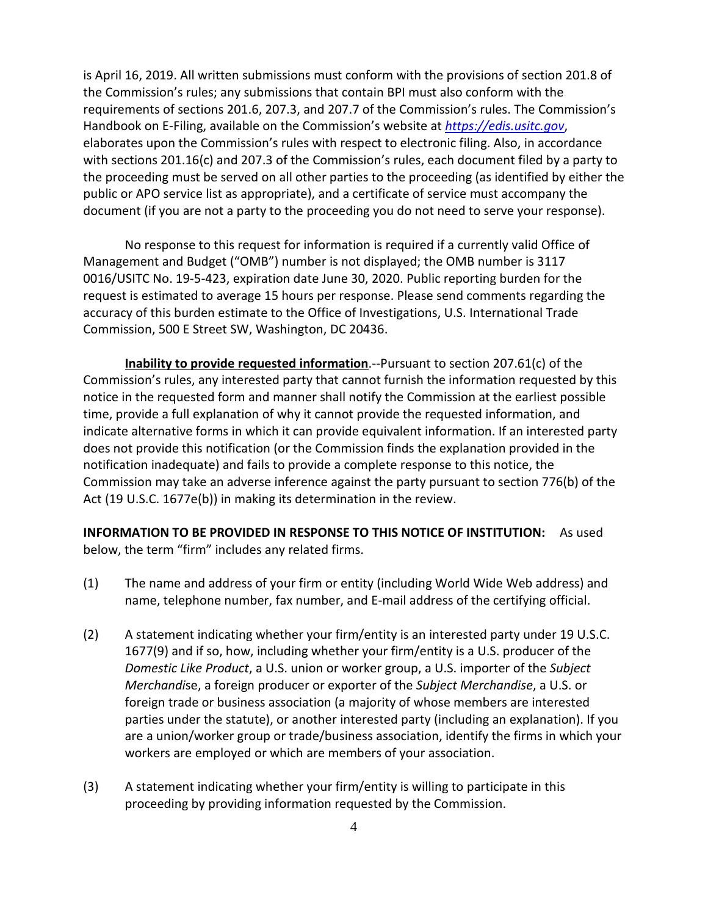is April 16, 2019. All written submissions must conform with the provisions of section 201.8 of the Commission's rules; any submissions that contain BPI must also conform with the requirements of sections 201.6, 207.3, and 207.7 of the Commission's rules. The Commission's Handbook on E-Filing, available on the Commission's website at *https://edis.usitc.gov*, elaborates upon the Commission's rules with respect to electronic filing. Also, in accordance with sections 201.16(c) and 207.3 of the Commission's rules, each document filed by a party to the proceeding must be served on all other parties to the proceeding (as identified by either the public or APO service list as appropriate), and a certificate of service must accompany the document (if you are not a party to the proceeding you do not need to serve your response).

No response to this request for information is required if a currently valid Office of Management and Budget ("OMB") number is not displayed; the OMB number is 3117 0016/USITC No. 19-5-423, expiration date June 30, 2020. Public reporting burden for the request is estimated to average 15 hours per response. Please send comments regarding the accuracy of this burden estimate to the Office of Investigations, U.S. International Trade Commission, 500 E Street SW, Washington, DC 20436.

**Inability to provide requested information**.--Pursuant to section 207.61(c) of the Commission's rules, any interested party that cannot furnish the information requested by this notice in the requested form and manner shall notify the Commission at the earliest possible time, provide a full explanation of why it cannot provide the requested information, and indicate alternative forms in which it can provide equivalent information. If an interested party does not provide this notification (or the Commission finds the explanation provided in the notification inadequate) and fails to provide a complete response to this notice, the Commission may take an adverse inference against the party pursuant to section 776(b) of the Act (19 U.S.C. 1677e(b)) in making its determination in the review.

**INFORMATION TO BE PROVIDED IN RESPONSE TO THIS NOTICE OF INSTITUTION:** As used below, the term "firm" includes any related firms.

(1) The name and address of your firm or entity (including World Wide Web address) and name, telephone number, fax number, and E-mail address of the certifying official.

(2) A statement indicating whether your firm/entity is an interested party under 19 U.S.C. 1677(9) and if so, how, including whether your firm/entity is a U.S. producer of the *Domestic Like Product*, a U.S. union or worker group, a U.S. importer of the *Subject Merchandis*e, a foreign producer or exporter of the *Subject Merchandise*, a U.S. or foreign trade or business association (a majority of whose members are interested parties under the statute), or another interested party (including an explanation). If you are a union/worker group or trade/business association, identify the firms in which your workers are employed or which are members of your association.

(3) A statement indicating whether your firm/entity is willing to participate in this proceeding by providing information requested by the Commission.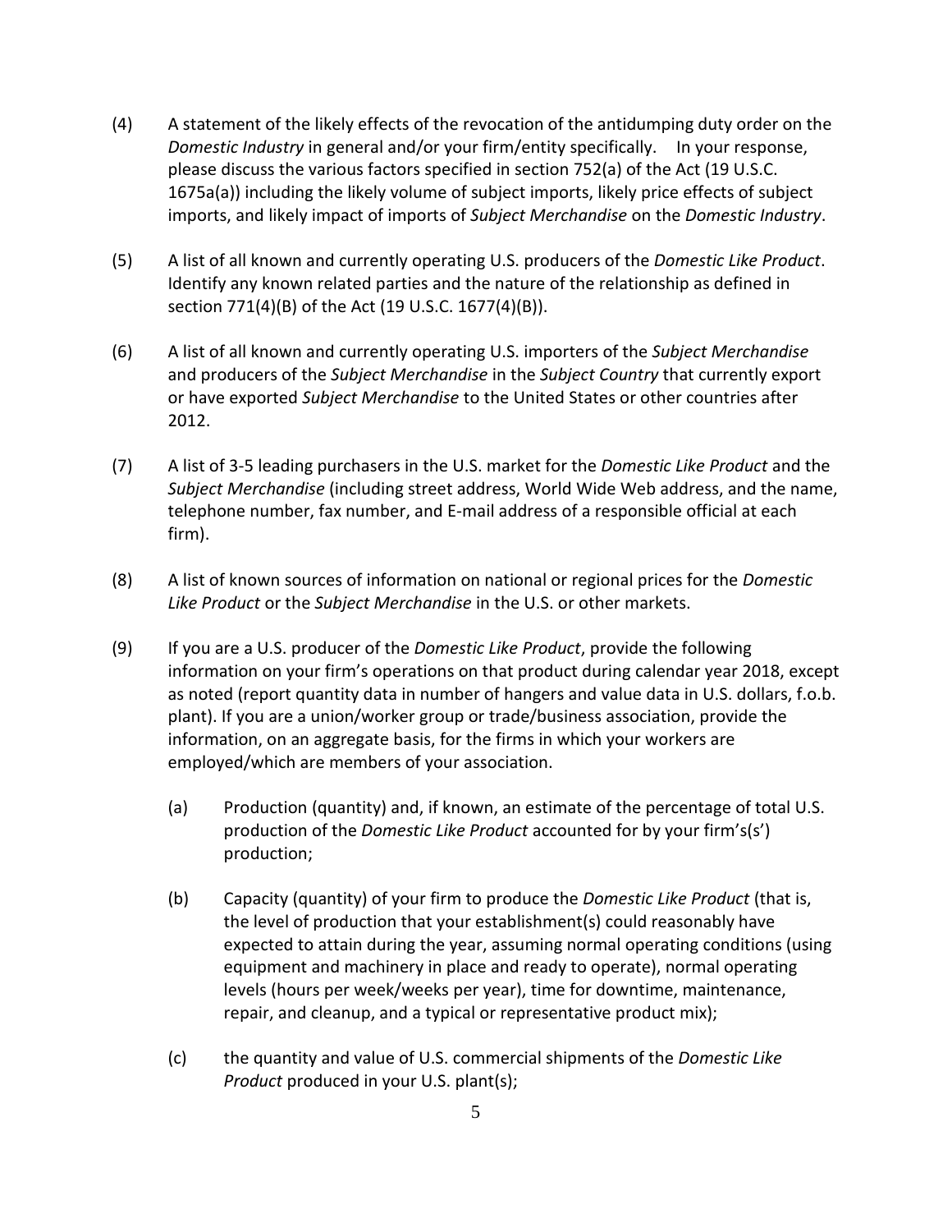(4) A statement of the likely effects of the revocation of the antidumping duty order on the *Domestic Industry* in general and/or your firm/entity specifically. In your response, please discuss the various factors specified in section 752(a) of the Act (19 U.S.C. 1675a(a)) including the likely volume of subject imports, likely price effects of subject imports, and likely impact of imports of *Subject Merchandise* on the *Domestic Industry*.

(5) A list of all known and currently operating U.S. producers of the *Domestic Like Product*. Identify any known related parties and the nature of the relationship as defined in section 771(4)(B) of the Act (19 U.S.C. 1677(4)(B)).

(6) A list of all known and currently operating U.S. importers of the *Subject Merchandise* and producers of the *Subject Merchandise* in the *Subject Country* that currently export or have exported *Subject Merchandise* to the United States or other countries after 2012.

(7) A list of 3-5 leading purchasers in the U.S. market for the *Domestic Like Product* and the *Subject Merchandise* (including street address, World Wide Web address, and the name, telephone number, fax number, and E-mail address of a responsible official at each firm).

(8) A list of known sources of information on national or regional prices for the *Domestic Like Product* or the *Subject Merchandise* in the U.S. or other markets.

(9) If you are a U.S. producer of the *Domestic Like Product*, provide the following information on your firm's operations on that product during calendar year 2018, except as noted (report quantity data in number of hangers and value data in U.S. dollars, f.o.b. plant). If you are a union/worker group or trade/business association, provide the information, on an aggregate basis, for the firms in which your workers are employed/which are members of your association.

  (a) Production (quantity) and, if known, an estimate of the percentage of total U.S. production of the *Domestic Like Product* accounted for by your firm's(s') production;

  (b) Capacity (quantity) of your firm to produce the *Domestic Like Product* (that is, the level of production that your establishment(s) could reasonably have expected to attain during the year, assuming normal operating conditions (using equipment and machinery in place and ready to operate), normal operating levels (hours per week/weeks per year), time for downtime, maintenance, repair, and cleanup, and a typical or representative product mix);

  (c) the quantity and value of U.S. commercial shipments of the *Domestic Like Product* produced in your U.S. plant(s);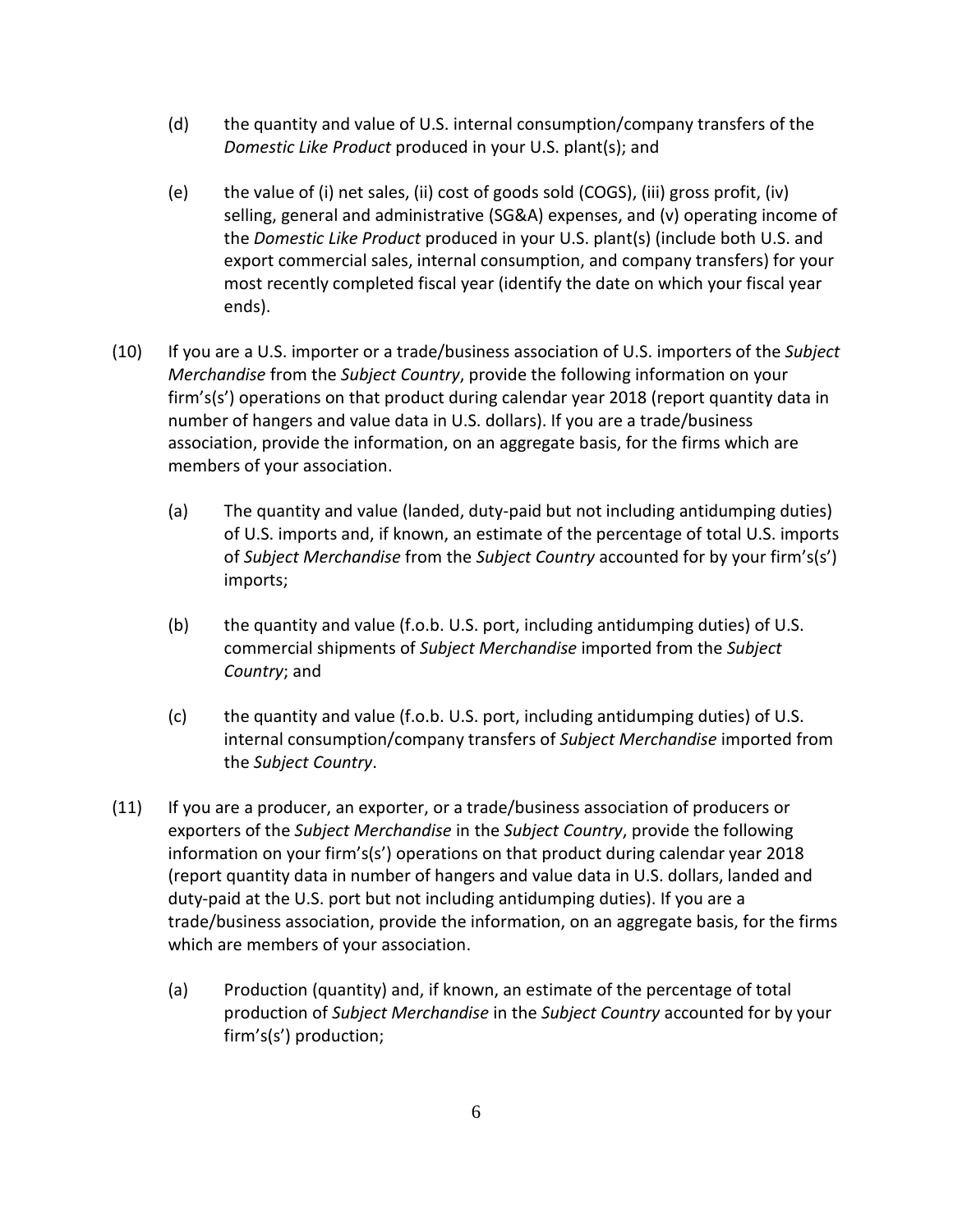(d) the quantity and value of U.S. internal consumption/company transfers of the *Domestic Like Product* produced in your U.S. plant(s); and

(e) the value of (i) net sales, (ii) cost of goods sold (COGS), (iii) gross profit, (iv) selling, general and administrative (SG&A) expenses, and (v) operating income of the *Domestic Like Product* produced in your U.S. plant(s) (include both U.S. and export commercial sales, internal consumption, and company transfers) for your most recently completed fiscal year (identify the date on which your fiscal year ends).

(10) If you are a U.S. importer or a trade/business association of U.S. importers of the *Subject Merchandise* from the *Subject Country*, provide the following information on your firm's(s') operations on that product during calendar year 2018 (report quantity data in number of hangers and value data in U.S. dollars). If you are a trade/business association, provide the information, on an aggregate basis, for the firms which are members of your association.

(a) The quantity and value (landed, duty-paid but not including antidumping duties) of U.S. imports and, if known, an estimate of the percentage of total U.S. imports of *Subject Merchandise* from the *Subject Country* accounted for by your firm's(s') imports;

(b) the quantity and value (f.o.b. U.S. port, including antidumping duties) of U.S. commercial shipments of *Subject Merchandise* imported from the *Subject Country*; and

(c) the quantity and value (f.o.b. U.S. port, including antidumping duties) of U.S. internal consumption/company transfers of *Subject Merchandise* imported from the *Subject Country*.

(11) If you are a producer, an exporter, or a trade/business association of producers or exporters of the *Subject Merchandise* in the *Subject Country*, provide the following information on your firm's(s') operations on that product during calendar year 2018 (report quantity data in number of hangers and value data in U.S. dollars, landed and duty-paid at the U.S. port but not including antidumping duties). If you are a trade/business association, provide the information, on an aggregate basis, for the firms which are members of your association.

(a) Production (quantity) and, if known, an estimate of the percentage of total production of *Subject Merchandise* in the *Subject Country* accounted for by your firm's(s') production;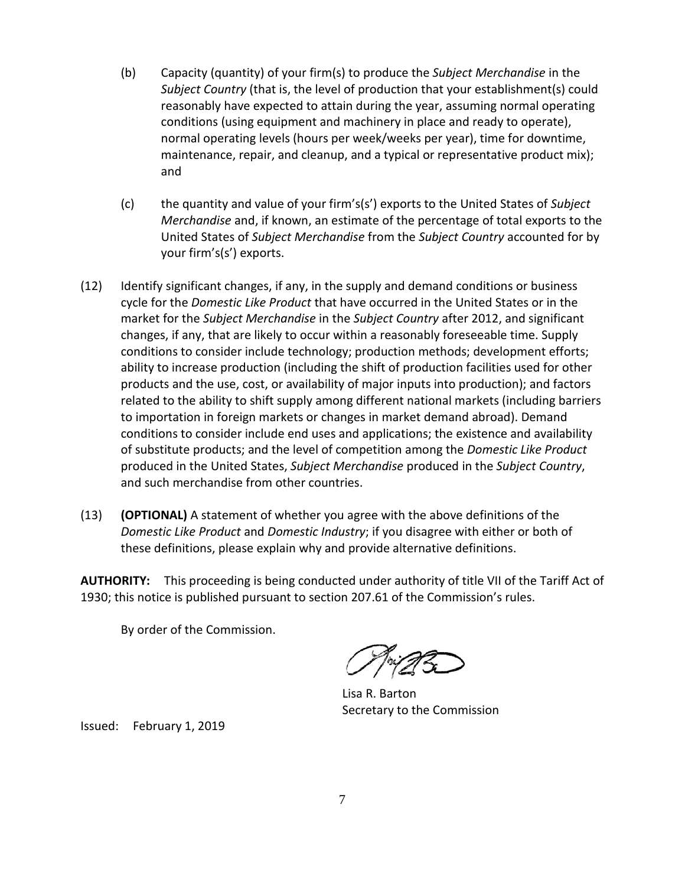(b) Capacity (quantity) of your firm(s) to produce the *Subject Merchandise* in the *Subject Country* (that is, the level of production that your establishment(s) could reasonably have expected to attain during the year, assuming normal operating conditions (using equipment and machinery in place and ready to operate), normal operating levels (hours per week/weeks per year), time for downtime, maintenance, repair, and cleanup, and a typical or representative product mix); and

(c) the quantity and value of your firm's(s') exports to the United States of *Subject Merchandise* and, if known, an estimate of the percentage of total exports to the United States of *Subject Merchandise* from the *Subject Country* accounted for by your firm's(s') exports.

(12) Identify significant changes, if any, in the supply and demand conditions or business cycle for the *Domestic Like Product* that have occurred in the United States or in the market for the *Subject Merchandise* in the *Subject Country* after 2012, and significant changes, if any, that are likely to occur within a reasonably foreseeable time. Supply conditions to consider include technology; production methods; development efforts; ability to increase production (including the shift of production facilities used for other products and the use, cost, or availability of major inputs into production); and factors related to the ability to shift supply among different national markets (including barriers to importation in foreign markets or changes in market demand abroad). Demand conditions to consider include end uses and applications; the existence and availability of substitute products; and the level of competition among the *Domestic Like Product* produced in the United States, *Subject Merchandise* produced in the *Subject Country*, and such merchandise from other countries.

(13) **(OPTIONAL)** A statement of whether you agree with the above definitions of the *Domestic Like Product* and *Domestic Industry*; if you disagree with either or both of these definitions, please explain why and provide alternative definitions.

**AUTHORITY:** This proceeding is being conducted under authority of title VII of the Tariff Act of 1930; this notice is published pursuant to section 207.61 of the Commission's rules.

By order of the Commission.

Lisa R. Barton
Secretary to the Commission

Issued: February 1, 2019